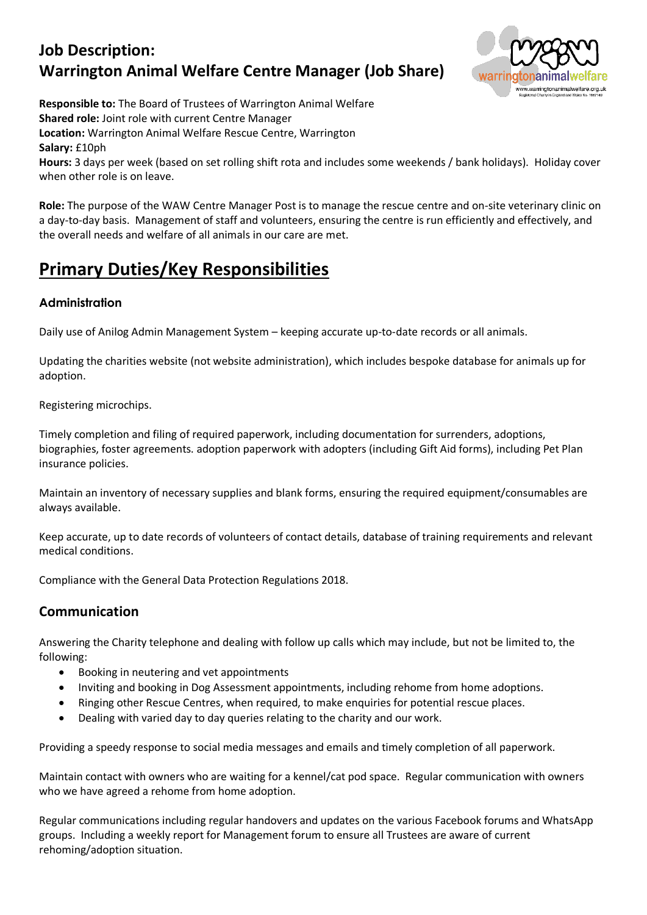# Job Description:
# Warrington Animal Welfare Centre Manager (Job Share)

**Responsible to:** The Board of Trustees of Warrington Animal Welfare
**Shared role:** Joint role with current Centre Manager
**Location:** Warrington Animal Welfare Rescue Centre, Warrington
**Salary:** £10ph
**Hours:** 3 days per week (based on set rolling shift rota and includes some weekends / bank holidays). Holiday cover when other role is on leave.

**Role:** The purpose of the WAW Centre Manager Post is to manage the rescue centre and on-site veterinary clinic on a day-to-day basis. Management of staff and volunteers, ensuring the centre is run efficiently and effectively, and the overall needs and welfare of all animals in our care are met.

## Primary Duties/Key Responsibilities

### Administration

Daily use of Anilog Admin Management System – keeping accurate up-to-date records or all animals.

Updating the charities website (not website administration), which includes bespoke database for animals up for adoption.

Registering microchips.

Timely completion and filing of required paperwork, including documentation for surrenders, adoptions, biographies, foster agreements. adoption paperwork with adopters (including Gift Aid forms), including Pet Plan insurance policies.

Maintain an inventory of necessary supplies and blank forms, ensuring the required equipment/consumables are always available.

Keep accurate, up to date records of volunteers of contact details, database of training requirements and relevant medical conditions.

Compliance with the General Data Protection Regulations 2018.

### Communication

Answering the Charity telephone and dealing with follow up calls which may include, but not be limited to, the following:

- Booking in neutering and vet appointments
- Inviting and booking in Dog Assessment appointments, including rehome from home adoptions.
- Ringing other Rescue Centres, when required, to make enquiries for potential rescue places.
- Dealing with varied day to day queries relating to the charity and our work.

Providing a speedy response to social media messages and emails and timely completion of all paperwork.

Maintain contact with owners who are waiting for a kennel/cat pod space. Regular communication with owners who we have agreed a rehome from home adoption.

Regular communications including regular handovers and updates on the various Facebook forums and WhatsApp groups. Including a weekly report for Management forum to ensure all Trustees are aware of current rehoming/adoption situation.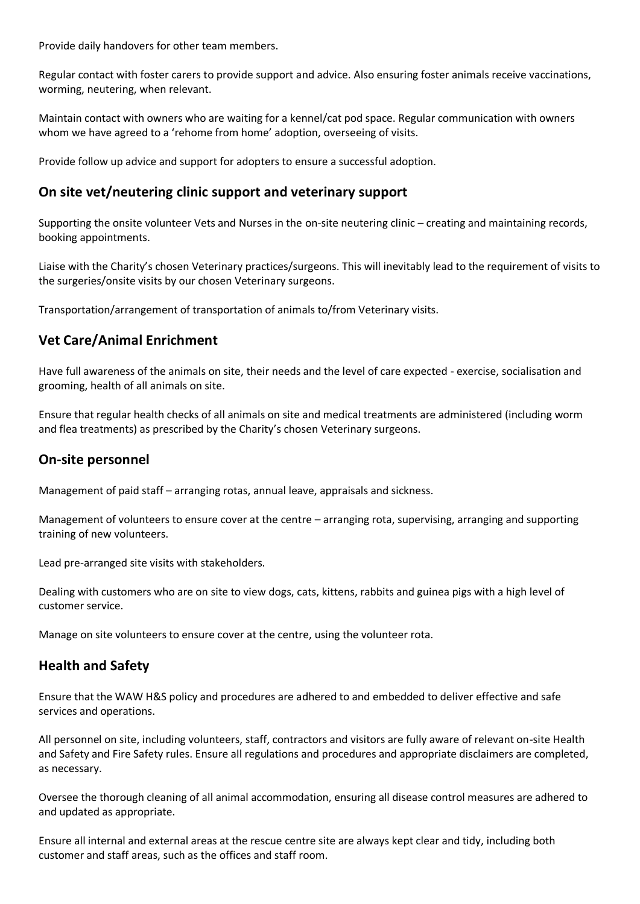Provide daily handovers for other team members.

Regular contact with foster carers to provide support and advice. Also ensuring foster animals receive vaccinations, worming, neutering, when relevant.

Maintain contact with owners who are waiting for a kennel/cat pod space. Regular communication with owners whom we have agreed to a 'rehome from home' adoption, overseeing of visits.

Provide follow up advice and support for adopters to ensure a successful adoption.

## On site vet/neutering clinic support and veterinary support

Supporting the onsite volunteer Vets and Nurses in the on-site neutering clinic – creating and maintaining records, booking appointments.

Liaise with the Charity's chosen Veterinary practices/surgeons. This will inevitably lead to the requirement of visits to the surgeries/onsite visits by our chosen Veterinary surgeons.

Transportation/arrangement of transportation of animals to/from Veterinary visits.

## Vet Care/Animal Enrichment

Have full awareness of the animals on site, their needs and the level of care expected - exercise, socialisation and grooming, health of all animals on site.

Ensure that regular health checks of all animals on site and medical treatments are administered (including worm and flea treatments) as prescribed by the Charity's chosen Veterinary surgeons.

## On-site personnel

Management of paid staff – arranging rotas, annual leave, appraisals and sickness.

Management of volunteers to ensure cover at the centre – arranging rota, supervising, arranging and supporting training of new volunteers.

Lead pre-arranged site visits with stakeholders.

Dealing with customers who are on site to view dogs, cats, kittens, rabbits and guinea pigs with a high level of customer service.

Manage on site volunteers to ensure cover at the centre, using the volunteer rota.

## Health and Safety

Ensure that the WAW H&S policy and procedures are adhered to and embedded to deliver effective and safe services and operations.

All personnel on site, including volunteers, staff, contractors and visitors are fully aware of relevant on-site Health and Safety and Fire Safety rules. Ensure all regulations and procedures and appropriate disclaimers are completed, as necessary.

Oversee the thorough cleaning of all animal accommodation, ensuring all disease control measures are adhered to and updated as appropriate.

Ensure all internal and external areas at the rescue centre site are always kept clear and tidy, including both customer and staff areas, such as the offices and staff room.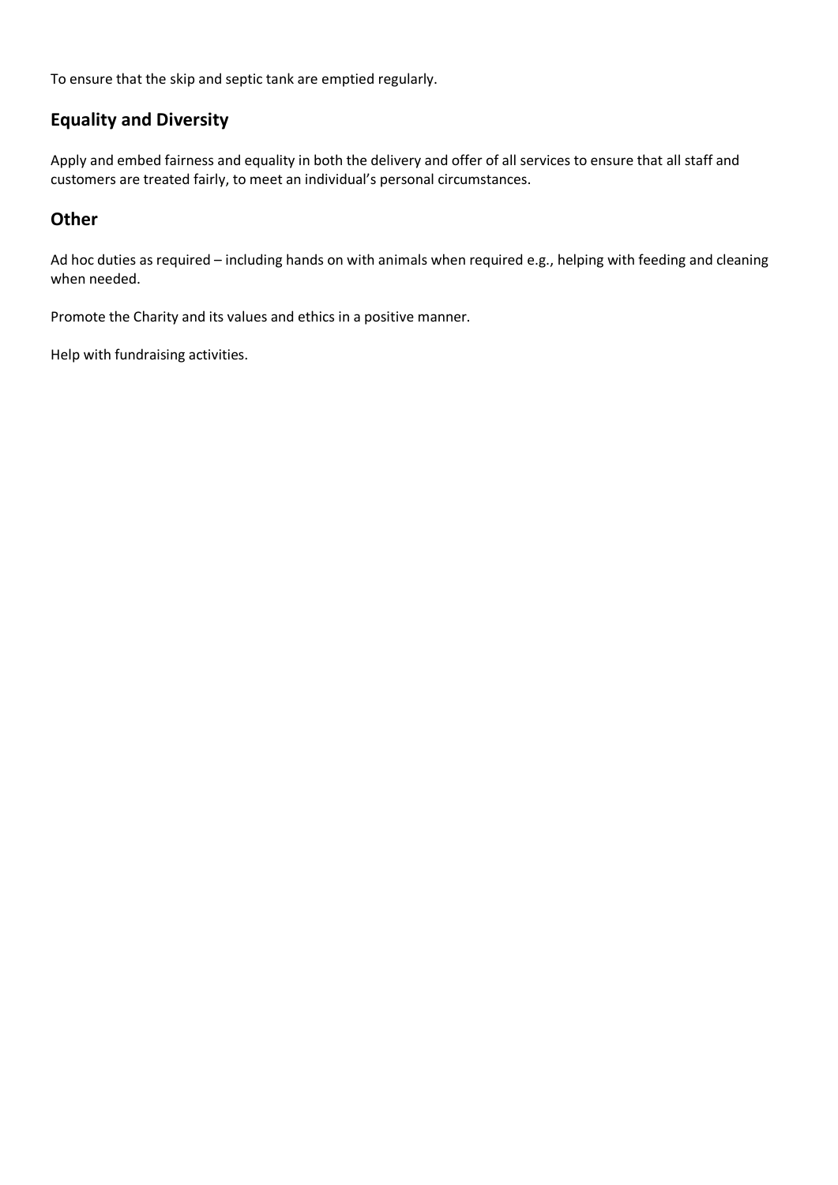To ensure that the skip and septic tank are emptied regularly.

## Equality and Diversity

Apply and embed fairness and equality in both the delivery and offer of all services to ensure that all staff and customers are treated fairly, to meet an individual's personal circumstances.

## Other

Ad hoc duties as required – including hands on with animals when required e.g., helping with feeding and cleaning when needed.

Promote the Charity and its values and ethics in a positive manner.

Help with fundraising activities.